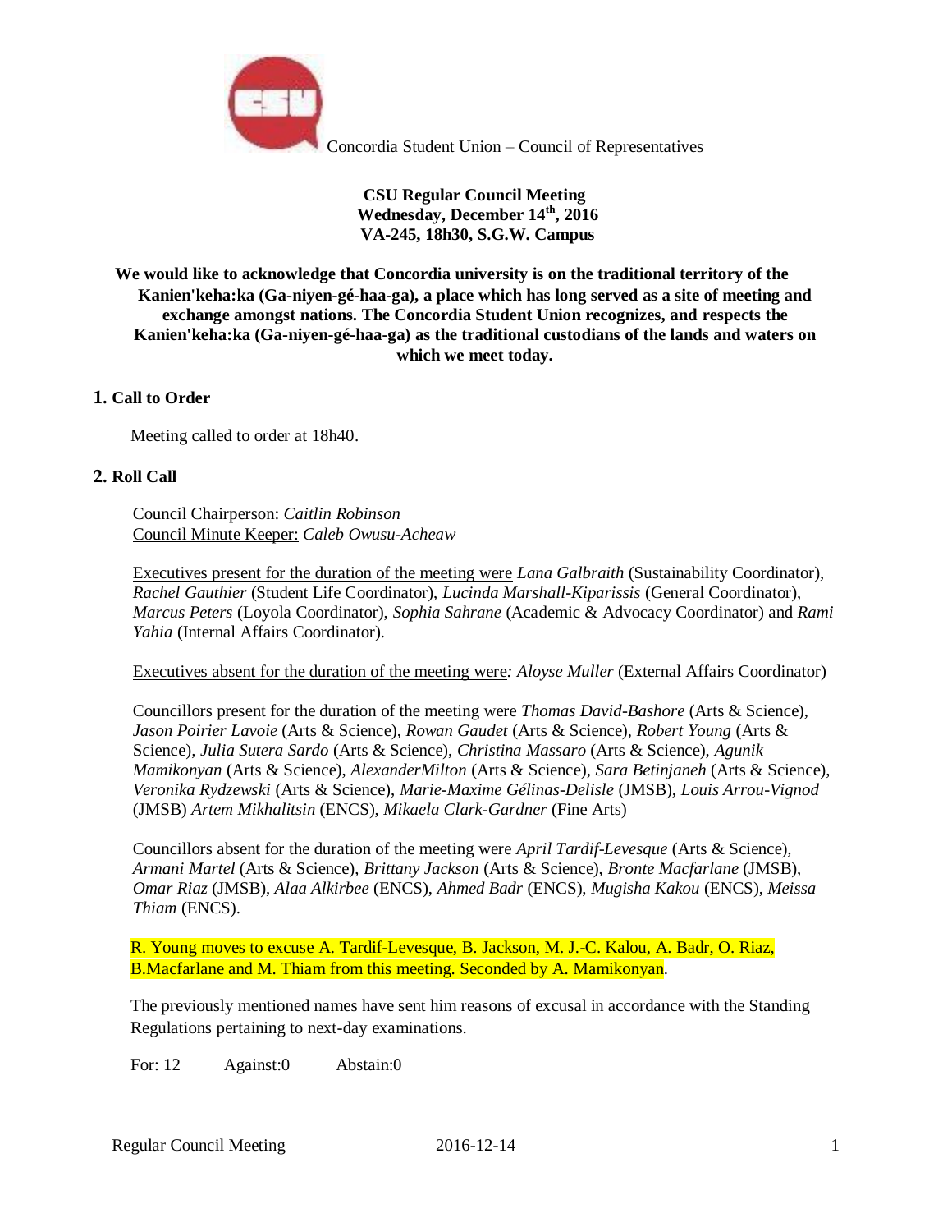Concordia Student Union – Council of Representatives

**CSU Regular Council Meeting**
**Wednesday, December 14th, 2016**
**VA-245, 18h30, S.G.W. Campus**

**We would like to acknowledge that Concordia university is on the traditional territory of the Kanien'keha:ka (Ga-niyen-gé-haa-ga), a place which has long served as a site of meeting and exchange amongst nations. The Concordia Student Union recognizes, and respects the Kanien'keha:ka (Ga-niyen-gé-haa-ga) as the traditional custodians of the lands and waters on which we meet today.**

## 1. Call to Order

Meeting called to order at 18h40.

## 2. Roll Call

Council Chairperson: *Caitlin Robinson*
Council Minute Keeper: *Caleb Owusu-Acheaw*

Executives present for the duration of the meeting were *Lana Galbraith* (Sustainability Coordinator), *Rachel Gauthier* (Student Life Coordinator), *Lucinda Marshall-Kiparissis* (General Coordinator), *Marcus Peters* (Loyola Coordinator), *Sophia Sahrane* (Academic & Advocacy Coordinator) and *Rami Yahia* (Internal Affairs Coordinator).

Executives absent for the duration of the meeting were*: Aloyse Muller* (External Affairs Coordinator)

Councillors present for the duration of the meeting were *Thomas David-Bashore* (Arts & Science), *Jason Poirier Lavoie* (Arts & Science), *Rowan Gaudet* (Arts & Science), *Robert Young* (Arts & Science), *Julia Sutera Sardo* (Arts & Science), *Christina Massaro* (Arts & Science), *Agunik Mamikonyan* (Arts & Science), *AlexanderMilton* (Arts & Science), *Sara Betinjaneh* (Arts & Science), *Veronika Rydzewski* (Arts & Science), *Marie-Maxime Gélinas-Delisle* (JMSB), *Louis Arrou-Vignod* (JMSB) *Artem Mikhalitsin* (ENCS), *Mikaela Clark-Gardner* (Fine Arts)

Councillors absent for the duration of the meeting were *April Tardif-Levesque* (Arts & Science), *Armani Martel* (Arts & Science), *Brittany Jackson* (Arts & Science), *Bronte Macfarlane* (JMSB), *Omar Riaz* (JMSB), *Alaa Alkirbee* (ENCS), *Ahmed Badr* (ENCS), *Mugisha Kakou* (ENCS), *Meissa Thiam* (ENCS).

R. Young moves to excuse A. Tardif-Levesque, B. Jackson, M. J.-C. Kalou, A. Badr, O. Riaz, B.Macfarlane and M. Thiam from this meeting. Seconded by A. Mamikonyan.

The previously mentioned names have sent him reasons of excusal in accordance with the Standing Regulations pertaining to next-day examinations.

For: 12 Against:0 Abstain:0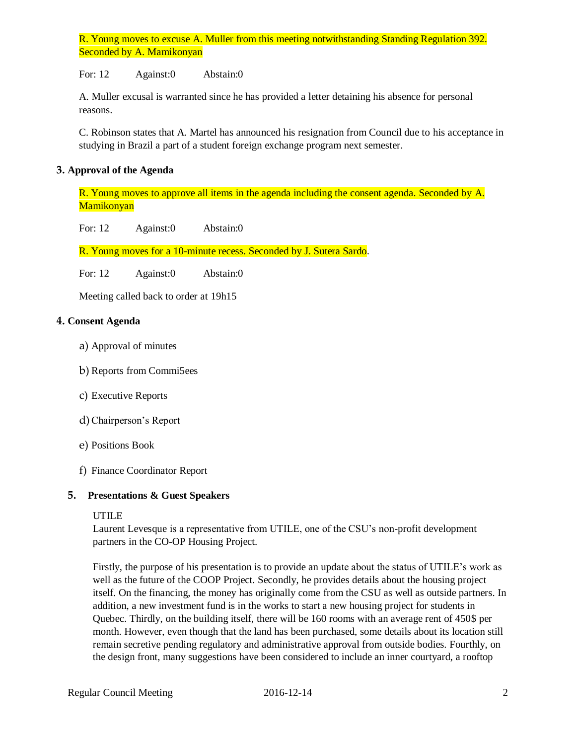R. Young moves to excuse A. Muller from this meeting notwithstanding Standing Regulation 392. Seconded by A. Mamikonyan

For: 12 Against:0 Abstain:0

A. Muller excusal is warranted since he has provided a letter detaining his absence for personal reasons.

C. Robinson states that A. Martel has announced his resignation from Council due to his acceptance in studying in Brazil a part of a student foreign exchange program next semester.

## 3. Approval of the Agenda

R. Young moves to approve all items in the agenda including the consent agenda. Seconded by A. Mamikonyan

For: 12 Against:0 Abstain:0

R. Young moves for a 10-minute recess. Seconded by J. Sutera Sardo.

For: 12 Against:0 Abstain:0

Meeting called back to order at 19h15

## 4. Consent Agenda

a) Approval of minutes

b) Reports from Commi5ees

c) Executive Reports

d) Chairperson's Report

e) Positions Book

f) Finance Coordinator Report

## 5. Presentations & Guest Speakers

UTILE
Laurent Levesque is a representative from UTILE, one of the CSU's non-profit development partners in the CO-OP Housing Project.

Firstly, the purpose of his presentation is to provide an update about the status of UTILE's work as well as the future of the COOP Project. Secondly, he provides details about the housing project itself. On the financing, the money has originally come from the CSU as well as outside partners. In addition, a new investment fund is in the works to start a new housing project for students in Quebec. Thirdly, on the building itself, there will be 160 rooms with an average rent of 450$ per month. However, even though that the land has been purchased, some details about its location still remain secretive pending regulatory and administrative approval from outside bodies. Fourthly, on the design front, many suggestions have been considered to include an inner courtyard, a rooftop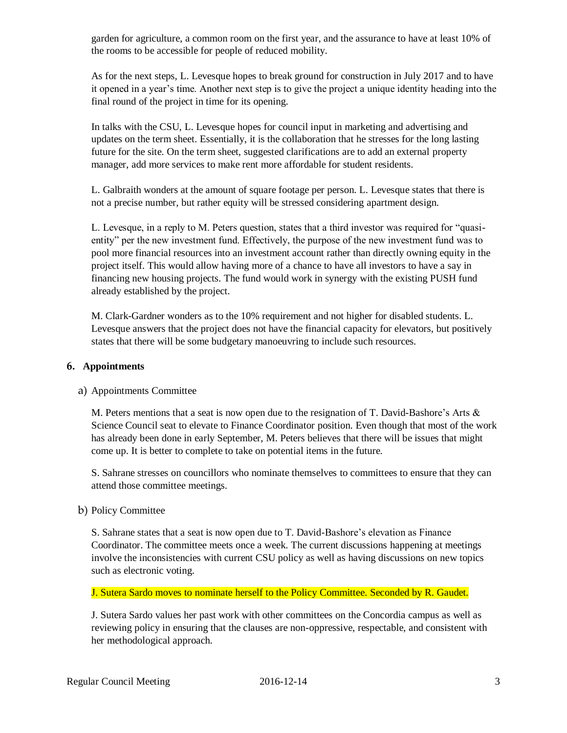garden for agriculture, a common room on the first year, and the assurance to have at least 10% of the rooms to be accessible for people of reduced mobility.

As for the next steps, L. Levesque hopes to break ground for construction in July 2017 and to have it opened in a year's time. Another next step is to give the project a unique identity heading into the final round of the project in time for its opening.

In talks with the CSU, L. Levesque hopes for council input in marketing and advertising and updates on the term sheet. Essentially, it is the collaboration that he stresses for the long lasting future for the site. On the term sheet, suggested clarifications are to add an external property manager, add more services to make rent more affordable for student residents.

L. Galbraith wonders at the amount of square footage per person. L. Levesque states that there is not a precise number, but rather equity will be stressed considering apartment design.

L. Levesque, in a reply to M. Peters question, states that a third investor was required for "quasi-entity" per the new investment fund. Effectively, the purpose of the new investment fund was to pool more financial resources into an investment account rather than directly owning equity in the project itself. This would allow having more of a chance to have all investors to have a say in financing new housing projects. The fund would work in synergy with the existing PUSH fund already established by the project.

M. Clark-Gardner wonders as to the 10% requirement and not higher for disabled students. L. Levesque answers that the project does not have the financial capacity for elevators, but positively states that there will be some budgetary manoeuvring to include such resources.

## 6. Appointments

a) Appointments Committee

M. Peters mentions that a seat is now open due to the resignation of T. David-Bashore's Arts & Science Council seat to elevate to Finance Coordinator position. Even though that most of the work has already been done in early September, M. Peters believes that there will be issues that might come up. It is better to complete to take on potential items in the future.

S. Sahrane stresses on councillors who nominate themselves to committees to ensure that they can attend those committee meetings.

b) Policy Committee

S. Sahrane states that a seat is now open due to T. David-Bashore's elevation as Finance Coordinator. The committee meets once a week. The current discussions happening at meetings involve the inconsistencies with current CSU policy as well as having discussions on new topics such as electronic voting.

J. Sutera Sardo moves to nominate herself to the Policy Committee. Seconded by R. Gaudet.

J. Sutera Sardo values her past work with other committees on the Concordia campus as well as reviewing policy in ensuring that the clauses are non-oppressive, respectable, and consistent with her methodological approach.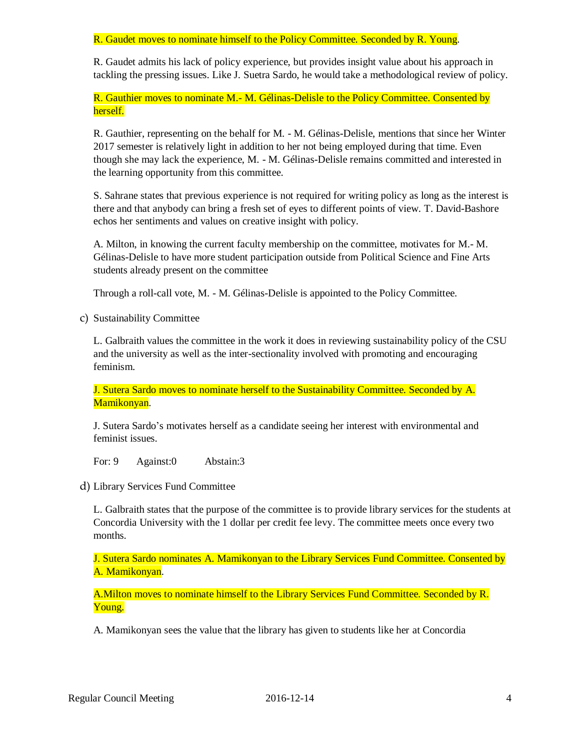R. Gaudet moves to nominate himself to the Policy Committee. Seconded by R. Young.

R. Gaudet admits his lack of policy experience, but provides insight value about his approach in tackling the pressing issues. Like J. Suetra Sardo, he would take a methodological review of policy.

R. Gauthier moves to nominate M.- M. Gélinas-Delisle to the Policy Committee. Consented by herself.

R. Gauthier, representing on the behalf for M. - M. Gélinas-Delisle, mentions that since her Winter 2017 semester is relatively light in addition to her not being employed during that time. Even though she may lack the experience, M. - M. Gélinas-Delisle remains committed and interested in the learning opportunity from this committee.

S. Sahrane states that previous experience is not required for writing policy as long as the interest is there and that anybody can bring a fresh set of eyes to different points of view. T. David-Bashore echos her sentiments and values on creative insight with policy.

A. Milton, in knowing the current faculty membership on the committee, motivates for M.- M. Gélinas-Delisle to have more student participation outside from Political Science and Fine Arts students already present on the committee

Through a roll-call vote, M. - M. Gélinas-Delisle is appointed to the Policy Committee.

c) Sustainability Committee

L. Galbraith values the committee in the work it does in reviewing sustainability policy of the CSU and the university as well as the inter-sectionality involved with promoting and encouraging feminism.

J. Sutera Sardo moves to nominate herself to the Sustainability Committee. Seconded by A. Mamikonyan.

J. Sutera Sardo's motivates herself as a candidate seeing her interest with environmental and feminist issues.

For: 9 Against:0 Abstain:3

d) Library Services Fund Committee

L. Galbraith states that the purpose of the committee is to provide library services for the students at Concordia University with the 1 dollar per credit fee levy. The committee meets once every two months.

J. Sutera Sardo nominates A. Mamikonyan to the Library Services Fund Committee. Consented by A. Mamikonyan.

A.Milton moves to nominate himself to the Library Services Fund Committee. Seconded by R. Young.

A. Mamikonyan sees the value that the library has given to students like her at Concordia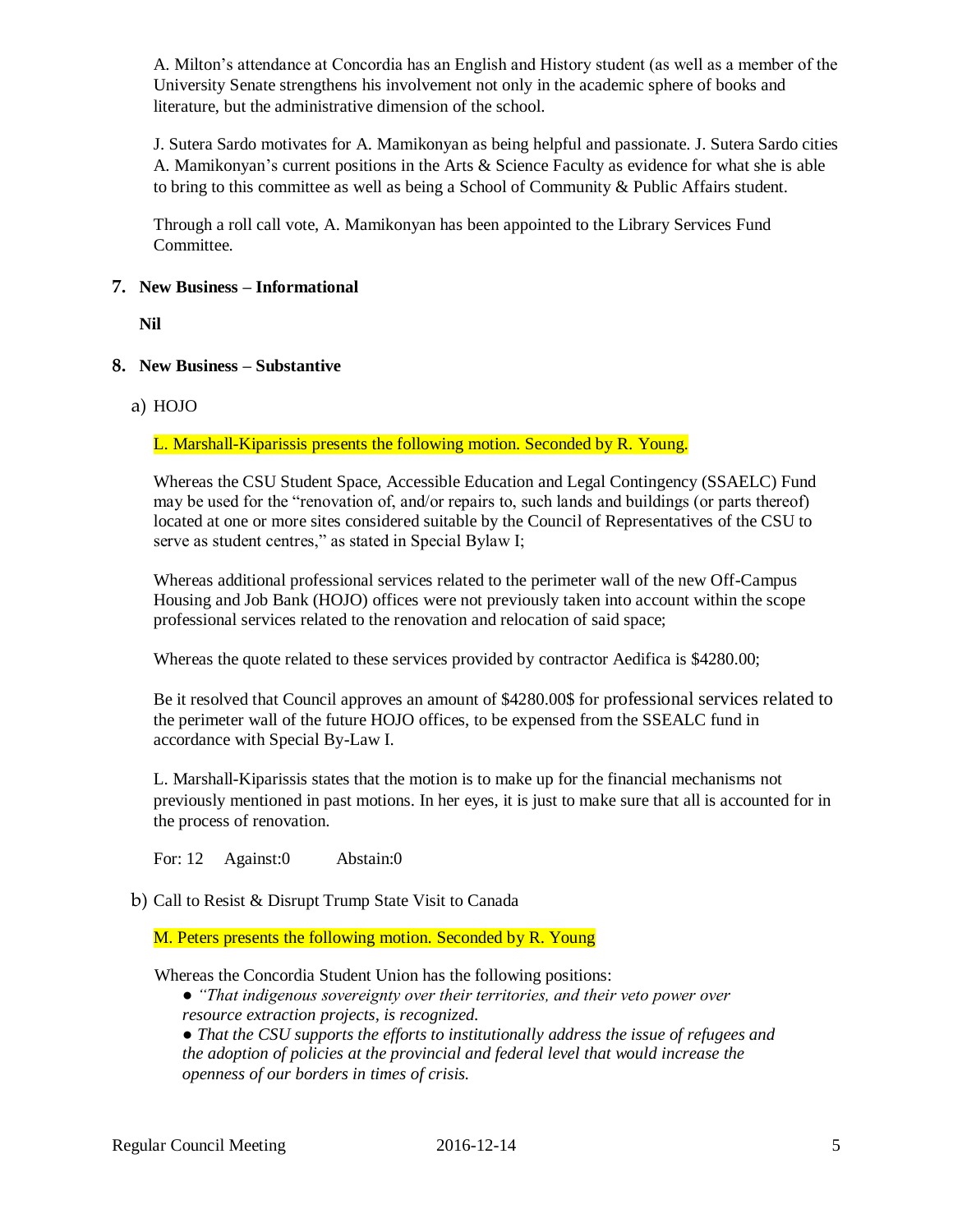A. Milton's attendance at Concordia has an English and History student (as well as a member of the University Senate strengthens his involvement not only in the academic sphere of books and literature, but the administrative dimension of the school.

J. Sutera Sardo motivates for A. Mamikonyan as being helpful and passionate. J. Sutera Sardo cities A. Mamikonyan's current positions in the Arts & Science Faculty as evidence for what she is able to bring to this committee as well as being a School of Community & Public Affairs student.

Through a roll call vote, A. Mamikonyan has been appointed to the Library Services Fund Committee.

## 7. New Business – Informational

**Nil**

## 8. New Business – Substantive

a) HOJO

L. Marshall-Kiparissis presents the following motion. Seconded by R. Young.

Whereas the CSU Student Space, Accessible Education and Legal Contingency (SSAELC) Fund may be used for the "renovation of, and/or repairs to, such lands and buildings (or parts thereof) located at one or more sites considered suitable by the Council of Representatives of the CSU to serve as student centres," as stated in Special Bylaw I;

Whereas additional professional services related to the perimeter wall of the new Off-Campus Housing and Job Bank (HOJO) offices were not previously taken into account within the scope professional services related to the renovation and relocation of said space;

Whereas the quote related to these services provided by contractor Aedifica is $4280.00;

Be it resolved that Council approves an amount of $4280.00$ for professional services related to the perimeter wall of the future HOJO offices, to be expensed from the SSEALC fund in accordance with Special By-Law I.

L. Marshall-Kiparissis states that the motion is to make up for the financial mechanisms not previously mentioned in past motions. In her eyes, it is just to make sure that all is accounted for in the process of renovation.

For: 12 Against:0 Abstain:0

b) Call to Resist & Disrupt Trump State Visit to Canada

M. Peters presents the following motion. Seconded by R. Young

Whereas the Concordia Student Union has the following positions:

- *"That indigenous sovereignty over their territories, and their veto power over resource extraction projects, is recognized.*
- *That the CSU supports the efforts to institutionally address the issue of refugees and the adoption of policies at the provincial and federal level that would increase the openness of our borders in times of crisis.*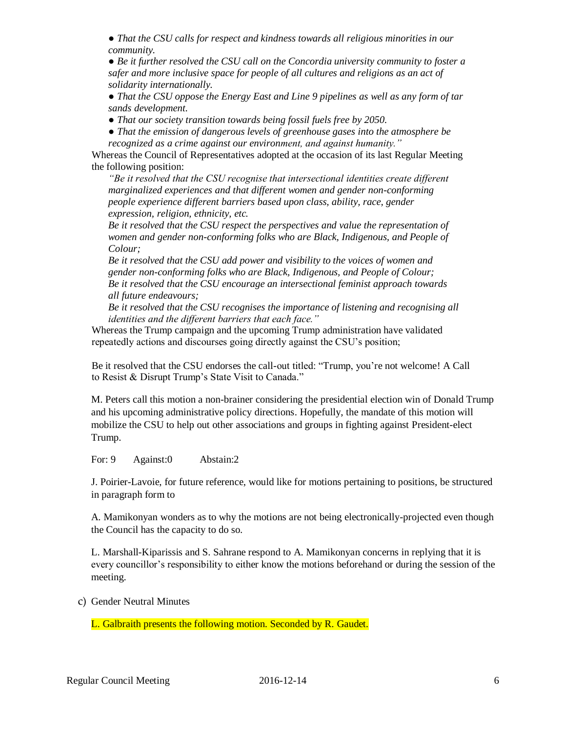- *That the CSU calls for respect and kindness towards all religious minorities in our community.*
- *Be it further resolved the CSU call on the Concordia university community to foster a safer and more inclusive space for people of all cultures and religions as an act of solidarity internationally.*
- *That the CSU oppose the Energy East and Line 9 pipelines as well as any form of tar sands development.*
- *That our society transition towards being fossil fuels free by 2050.*
- *That the emission of dangerous levels of greenhouse gases into the atmosphere be recognized as a crime against our environment, and against humanity."*

Whereas the Council of Representatives adopted at the occasion of its last Regular Meeting the following position:

*"Be it resolved that the CSU recognise that intersectional identities create different marginalized experiences and that different women and gender non-conforming people experience different barriers based upon class, ability, race, gender expression, religion, ethnicity, etc.*

*Be it resolved that the CSU respect the perspectives and value the representation of women and gender non-conforming folks who are Black, Indigenous, and People of Colour;*

*Be it resolved that the CSU add power and visibility to the voices of women and gender non-conforming folks who are Black, Indigenous, and People of Colour;*

*Be it resolved that the CSU encourage an intersectional feminist approach towards all future endeavours;*

*Be it resolved that the CSU recognises the importance of listening and recognising all identities and the different barriers that each face."*

Whereas the Trump campaign and the upcoming Trump administration have validated repeatedly actions and discourses going directly against the CSU's position;

Be it resolved that the CSU endorses the call-out titled: "Trump, you're not welcome! A Call to Resist & Disrupt Trump's State Visit to Canada."

M. Peters call this motion a non-brainer considering the presidential election win of Donald Trump and his upcoming administrative policy directions. Hopefully, the mandate of this motion will mobilize the CSU to help out other associations and groups in fighting against President-elect Trump.

For: 9 Against:0 Abstain:2

J. Poirier-Lavoie, for future reference, would like for motions pertaining to positions, be structured in paragraph form to

A. Mamikonyan wonders as to why the motions are not being electronically-projected even though the Council has the capacity to do so.

L. Marshall-Kiparissis and S. Sahrane respond to A. Mamikonyan concerns in replying that it is every councillor's responsibility to either know the motions beforehand or during the session of the meeting.

c) Gender Neutral Minutes

L. Galbraith presents the following motion. Seconded by R. Gaudet.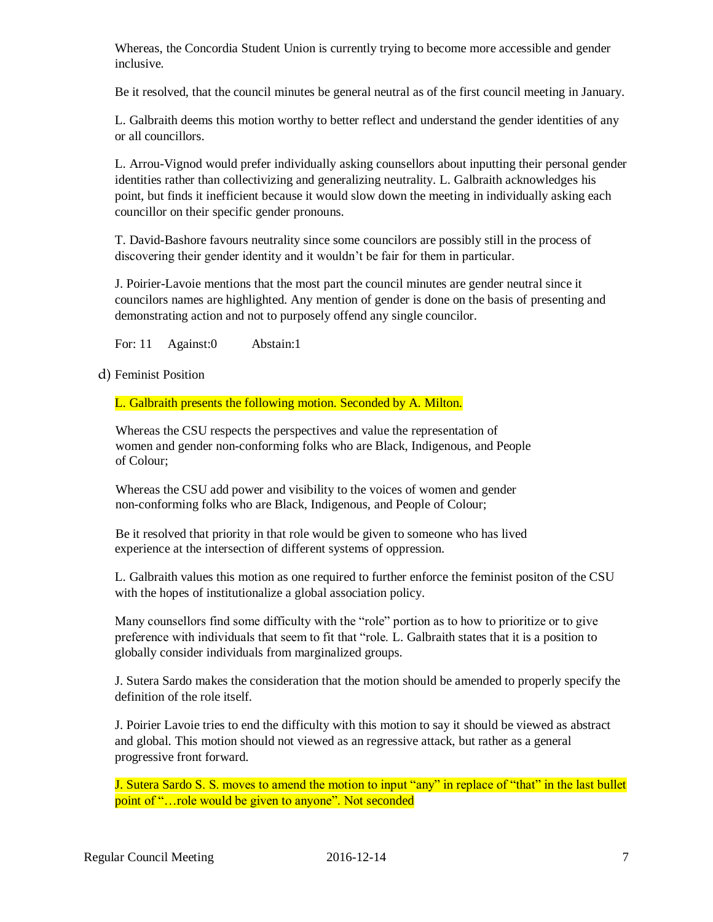Whereas, the Concordia Student Union is currently trying to become more accessible and gender inclusive.

Be it resolved, that the council minutes be general neutral as of the first council meeting in January.

L. Galbraith deems this motion worthy to better reflect and understand the gender identities of any or all councillors.

L. Arrou-Vignod would prefer individually asking counsellors about inputting their personal gender identities rather than collectivizing and generalizing neutrality. L. Galbraith acknowledges his point, but finds it inefficient because it would slow down the meeting in individually asking each councillor on their specific gender pronouns.

T. David-Bashore favours neutrality since some councilors are possibly still in the process of discovering their gender identity and it wouldn't be fair for them in particular.

J. Poirier-Lavoie mentions that the most part the council minutes are gender neutral since it councilors names are highlighted. Any mention of gender is done on the basis of presenting and demonstrating action and not to purposely offend any single councilor.

For: 11  Against:0  Abstain:1

d) Feminist Position

L. Galbraith presents the following motion. Seconded by A. Milton.

Whereas the CSU respects the perspectives and value the representation of women and gender non-conforming folks who are Black, Indigenous, and People of Colour;

Whereas the CSU add power and visibility to the voices of women and gender non-conforming folks who are Black, Indigenous, and People of Colour;

Be it resolved that priority in that role would be given to someone who has lived experience at the intersection of different systems of oppression.

L. Galbraith values this motion as one required to further enforce the feminist positon of the CSU with the hopes of institutionalize a global association policy.

Many counsellors find some difficulty with the "role" portion as to how to prioritize or to give preference with individuals that seem to fit that "role. L. Galbraith states that it is a position to globally consider individuals from marginalized groups.

J. Sutera Sardo makes the consideration that the motion should be amended to properly specify the definition of the role itself.

J. Poirier Lavoie tries to end the difficulty with this motion to say it should be viewed as abstract and global. This motion should not viewed as an regressive attack, but rather as a general progressive front forward.

J. Sutera Sardo S. S. moves to amend the motion to input "any" in replace of "that" in the last bullet point of "…role would be given to anyone". Not seconded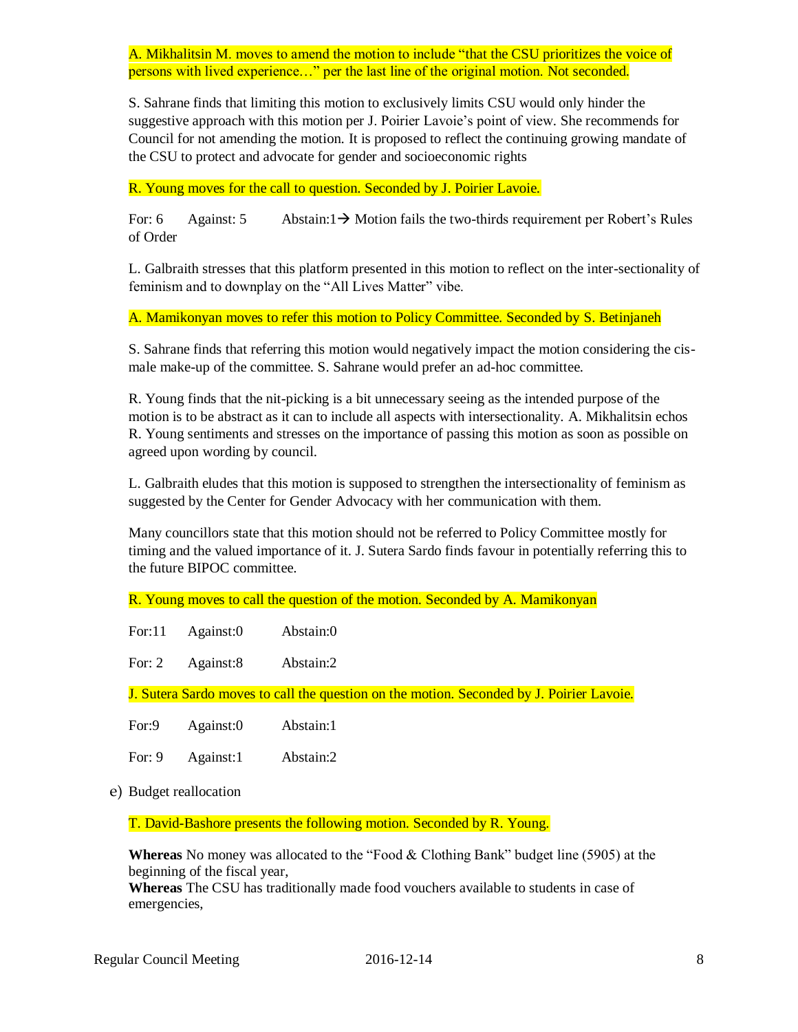A. Mikhalitsin M. moves to amend the motion to include "that the CSU prioritizes the voice of persons with lived experience…" per the last line of the original motion. Not seconded.

S. Sahrane finds that limiting this motion to exclusively limits CSU would only hinder the suggestive approach with this motion per J. Poirier Lavoie's point of view. She recommends for Council for not amending the motion. It is proposed to reflect the continuing growing mandate of the CSU to protect and advocate for gender and socioeconomic rights

R. Young moves for the call to question. Seconded by J. Poirier Lavoie.

For: 6 Against: 5 Abstain:1→ Motion fails the two-thirds requirement per Robert's Rules of Order

L. Galbraith stresses that this platform presented in this motion to reflect on the inter-sectionality of feminism and to downplay on the "All Lives Matter" vibe.

A. Mamikonyan moves to refer this motion to Policy Committee. Seconded by S. Betinjaneh

S. Sahrane finds that referring this motion would negatively impact the motion considering the cis-male make-up of the committee. S. Sahrane would prefer an ad-hoc committee.

R. Young finds that the nit-picking is a bit unnecessary seeing as the intended purpose of the motion is to be abstract as it can to include all aspects with intersectionality. A. Mikhalitsin echos R. Young sentiments and stresses on the importance of passing this motion as soon as possible on agreed upon wording by council.

L. Galbraith eludes that this motion is supposed to strengthen the intersectionality of feminism as suggested by the Center for Gender Advocacy with her communication with them.

Many councillors state that this motion should not be referred to Policy Committee mostly for timing and the valued importance of it. J. Sutera Sardo finds favour in potentially referring this to the future BIPOC committee.

R. Young moves to call the question of the motion. Seconded by A. Mamikonyan

For:11 Against:0 Abstain:0

For: 2 Against:8 Abstain:2

J. Sutera Sardo moves to call the question on the motion. Seconded by J. Poirier Lavoie.

For:9 Against:0 Abstain:1

For: 9 Against:1 Abstain:2

e) Budget reallocation

T. David-Bashore presents the following motion. Seconded by R. Young.

**Whereas** No money was allocated to the "Food & Clothing Bank" budget line (5905) at the beginning of the fiscal year,
**Whereas** The CSU has traditionally made food vouchers available to students in case of emergencies,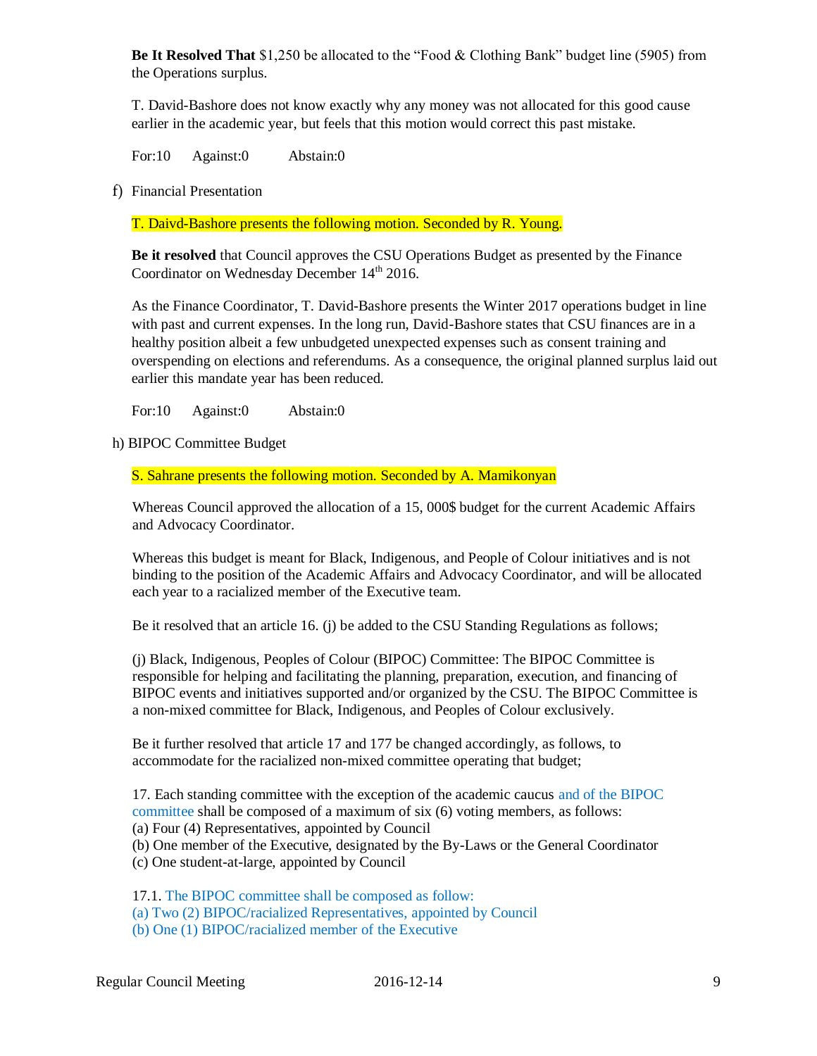**Be It Resolved That** $1,250 be allocated to the "Food & Clothing Bank" budget line (5905) from the Operations surplus.

T. David-Bashore does not know exactly why any money was not allocated for this good cause earlier in the academic year, but feels that this motion would correct this past mistake.

For:10 Against:0 Abstain:0

f) Financial Presentation

T. Daivd-Bashore presents the following motion. Seconded by R. Young.

**Be it resolved** that Council approves the CSU Operations Budget as presented by the Finance Coordinator on Wednesday December 14th 2016.

As the Finance Coordinator, T. David-Bashore presents the Winter 2017 operations budget in line with past and current expenses. In the long run, David-Bashore states that CSU finances are in a healthy position albeit a few unbudgeted unexpected expenses such as consent training and overspending on elections and referendums. As a consequence, the original planned surplus laid out earlier this mandate year has been reduced.

For:10 Against:0 Abstain:0

h) BIPOC Committee Budget

S. Sahrane presents the following motion. Seconded by A. Mamikonyan

Whereas Council approved the allocation of a 15, 000$ budget for the current Academic Affairs and Advocacy Coordinator.

Whereas this budget is meant for Black, Indigenous, and People of Colour initiatives and is not binding to the position of the Academic Affairs and Advocacy Coordinator, and will be allocated each year to a racialized member of the Executive team.

Be it resolved that an article 16. (j) be added to the CSU Standing Regulations as follows;

(j) Black, Indigenous, Peoples of Colour (BIPOC) Committee: The BIPOC Committee is responsible for helping and facilitating the planning, preparation, execution, and financing of BIPOC events and initiatives supported and/or organized by the CSU. The BIPOC Committee is a non-mixed committee for Black, Indigenous, and Peoples of Colour exclusively.

Be it further resolved that article 17 and 177 be changed accordingly, as follows, to accommodate for the racialized non-mixed committee operating that budget;

17. Each standing committee with the exception of the academic caucus and of the BIPOC committee shall be composed of a maximum of six (6) voting members, as follows:
(a) Four (4) Representatives, appointed by Council
(b) One member of the Executive, designated by the By-Laws or the General Coordinator
(c) One student-at-large, appointed by Council

17.1. The BIPOC committee shall be composed as follow:
(a) Two (2) BIPOC/racialized Representatives, appointed by Council
(b) One (1) BIPOC/racialized member of the Executive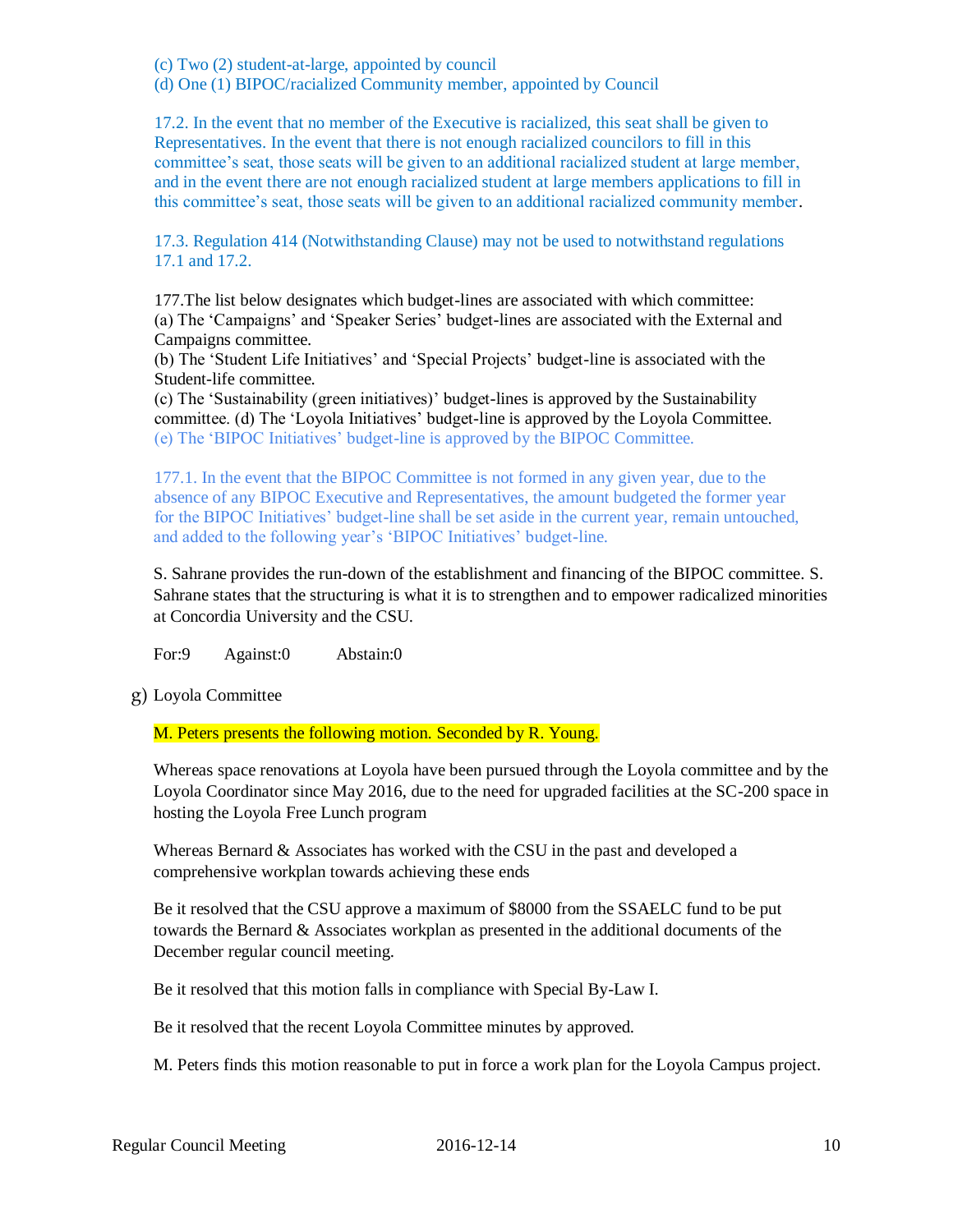(c) Two (2) student-at-large, appointed by council
(d) One (1) BIPOC/racialized Community member, appointed by Council

17.2. In the event that no member of the Executive is racialized, this seat shall be given to Representatives. In the event that there is not enough racialized councilors to fill in this committee's seat, those seats will be given to an additional racialized student at large member, and in the event there are not enough racialized student at large members applications to fill in this committee's seat, those seats will be given to an additional racialized community member.

17.3. Regulation 414 (Notwithstanding Clause) may not be used to notwithstand regulations 17.1 and 17.2.

177.The list below designates which budget-lines are associated with which committee:
(a) The 'Campaigns' and 'Speaker Series' budget-lines are associated with the External and Campaigns committee.
(b) The 'Student Life Initiatives' and 'Special Projects' budget-line is associated with the Student-life committee.
(c) The 'Sustainability (green initiatives)' budget-lines is approved by the Sustainability committee. (d) The 'Loyola Initiatives' budget-line is approved by the Loyola Committee.
(e) The 'BIPOC Initiatives' budget-line is approved by the BIPOC Committee.

177.1. In the event that the BIPOC Committee is not formed in any given year, due to the absence of any BIPOC Executive and Representatives, the amount budgeted the former year for the BIPOC Initiatives' budget-line shall be set aside in the current year, remain untouched, and added to the following year's 'BIPOC Initiatives' budget-line.

S. Sahrane provides the run-down of the establishment and financing of the BIPOC committee. S. Sahrane states that the structuring is what it is to strengthen and to empower radicalized minorities at Concordia University and the CSU.

For:9 Against:0 Abstain:0

g) Loyola Committee

M. Peters presents the following motion. Seconded by R. Young.

Whereas space renovations at Loyola have been pursued through the Loyola committee and by the Loyola Coordinator since May 2016, due to the need for upgraded facilities at the SC-200 space in hosting the Loyola Free Lunch program

Whereas Bernard & Associates has worked with the CSU in the past and developed a comprehensive workplan towards achieving these ends

Be it resolved that the CSU approve a maximum of $8000 from the SSAELC fund to be put towards the Bernard & Associates workplan as presented in the additional documents of the December regular council meeting.

Be it resolved that this motion falls in compliance with Special By-Law I.

Be it resolved that the recent Loyola Committee minutes by approved.

M. Peters finds this motion reasonable to put in force a work plan for the Loyola Campus project.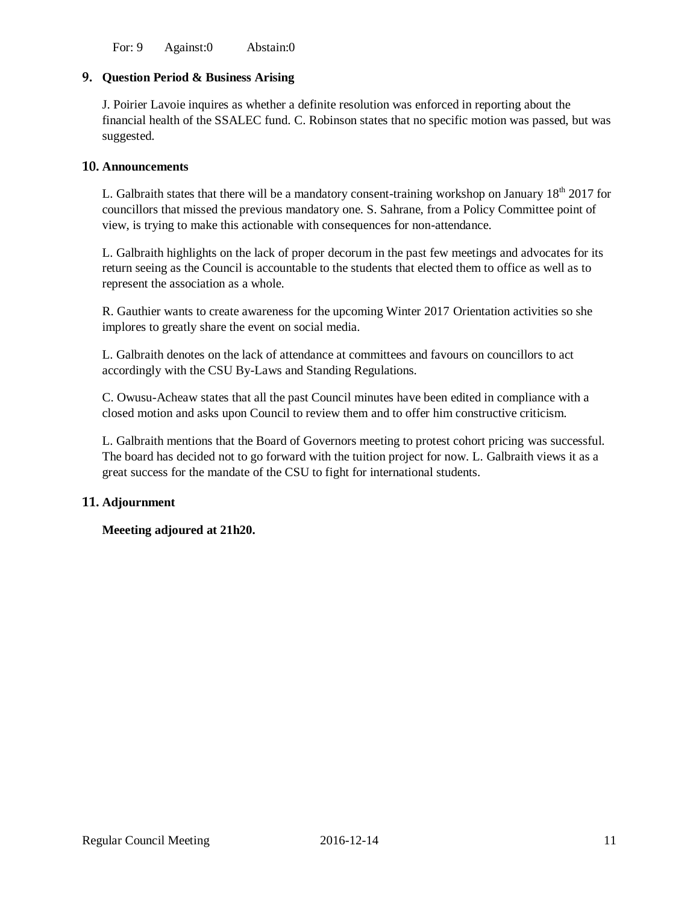For: 9 Against:0 Abstain:0

## 9. Question Period & Business Arising

J. Poirier Lavoie inquires as whether a definite resolution was enforced in reporting about the financial health of the SSALEC fund. C. Robinson states that no specific motion was passed, but was suggested.

## 10. Announcements

L. Galbraith states that there will be a mandatory consent-training workshop on January 18th 2017 for councillors that missed the previous mandatory one. S. Sahrane, from a Policy Committee point of view, is trying to make this actionable with consequences for non-attendance.

L. Galbraith highlights on the lack of proper decorum in the past few meetings and advocates for its return seeing as the Council is accountable to the students that elected them to office as well as to represent the association as a whole.

R. Gauthier wants to create awareness for the upcoming Winter 2017 Orientation activities so she implores to greatly share the event on social media.

L. Galbraith denotes on the lack of attendance at committees and favours on councillors to act accordingly with the CSU By-Laws and Standing Regulations.

C. Owusu-Acheaw states that all the past Council minutes have been edited in compliance with a closed motion and asks upon Council to review them and to offer him constructive criticism.

L. Galbraith mentions that the Board of Governors meeting to protest cohort pricing was successful. The board has decided not to go forward with the tuition project for now. L. Galbraith views it as a great success for the mandate of the CSU to fight for international students.

## 11. Adjournment

**Meeeting adjoured at 21h20.**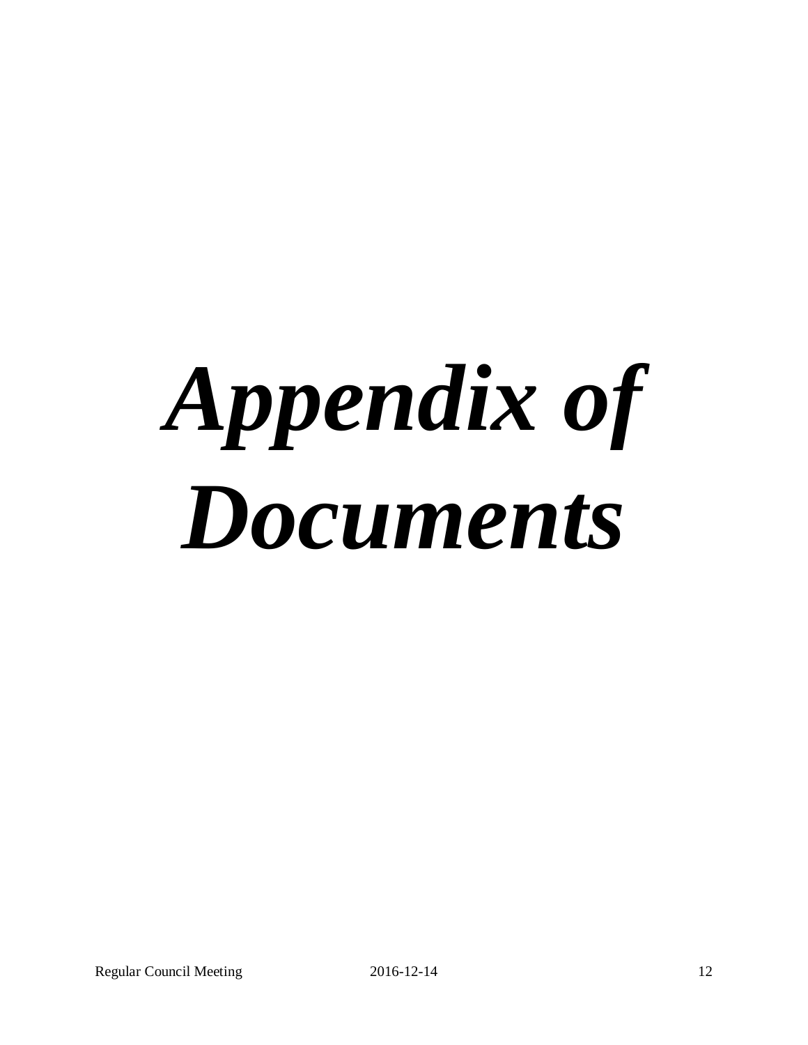# ***Appendix of Documents***